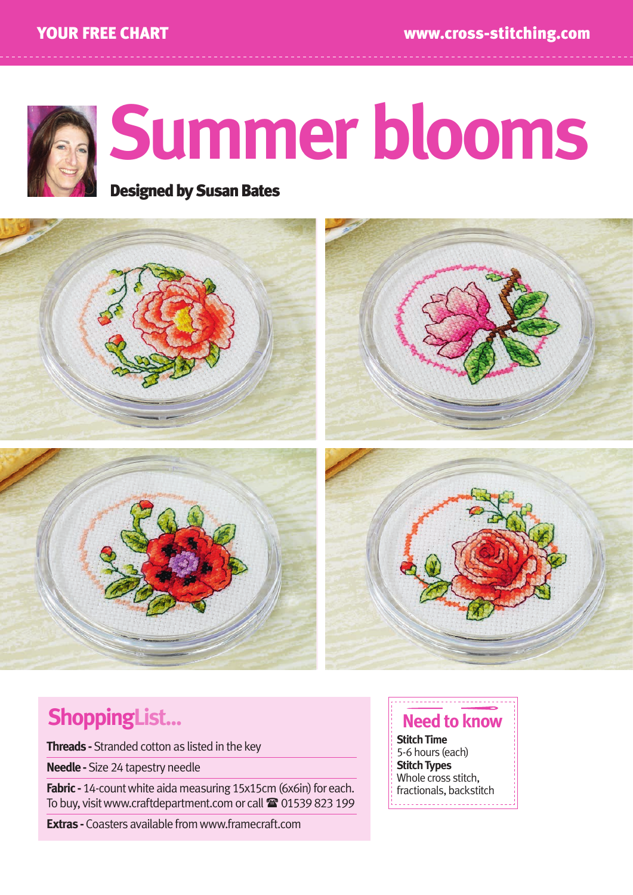# Summer blooms

**Designed by Susan Bates**

## ShoppingList...

**Threads -** Stranded cotton as listed in the key

**Needle -** Size 24 tapestry needle

**Fabric -** 14-count white aida measuring 15x15cm (6x6in) for each. To buy, visit www.craftdepartment.com or call ☎ 01539 823 199

**Extras -** Coasters available from www.framecraft.com

## Need to know

**Stitch Time**
5-6 hours (each)

**Stitch Types**
Whole cross stitch, fractionals, backstitch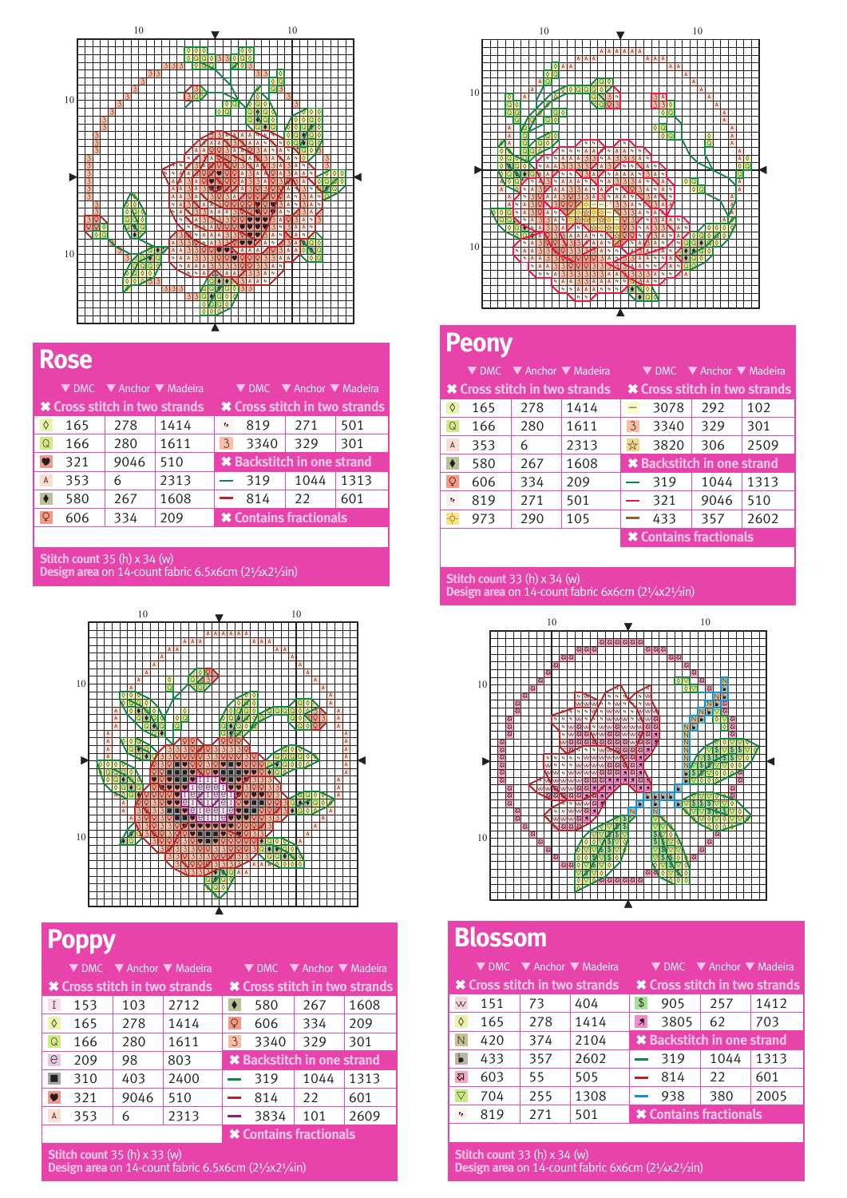## Rose

| | DMC | Anchor | Madeira | | DMC | Anchor | Madeira |
|---|---|---|---|---|---|---|---|
| ✖ Cross stitch in two strands | | | | ✖ Cross stitch in two strands | | | |
| ◊ | 165 | 278 | 1414 | ᵛ | 819 | 271 | 501 |
| Q | 166 | 280 | 1611 | 3 | 3340 | 329 | 301 |
| ♥ | 321 | 9046 | 510 | ✖ Backstitch in one strand | | | |
| A | 353 | 6 | 2313 | — | 319 | 1044 | 1313 |
| ♦ | 580 | 267 | 1608 | — | 814 | 22 | 601 |
| ♀ | 606 | 334 | 209 | ✖ Contains fractionals | | | |

Stitch count 35 (h) x 34 (w)
Design area on 14-count fabric 6.5x6cm (2½x2½in)

## Peony

| | DMC | Anchor | Madeira | | DMC | Anchor | Madeira |
|---|---|---|---|---|---|---|---|
| ✖ Cross stitch in two strands | | | | ✖ Cross stitch in two strands | | | |
| ◊ | 165 | 278 | 1414 | — | 3078 | 292 | 102 |
| Q | 166 | 280 | 1611 | 3 | 3340 | 329 | 301 |
| A | 353 | 6 | 2313 | ☆ | 3820 | 306 | 2509 |
| ♦ | 580 | 267 | 1608 | ✖ Backstitch in one strand | | | |
| ♀ | 606 | 334 | 209 | — | 319 | 1044 | 1313 |
| ᵛ | 819 | 271 | 501 | — | 321 | 9046 | 510 |
| ☼ | 973 | 290 | 105 | — | 433 | 357 | 2602 |
| | | | | ✖ Contains fractionals | | | |

Stitch count 33 (h) x 34 (w)
Design area on 14-count fabric 6x6cm (2¼x2½in)

## Poppy

| | DMC | Anchor | Madeira | | DMC | Anchor | Madeira |
|---|---|---|---|---|---|---|---|
| ✖ Cross stitch in two strands | | | | ✖ Cross stitch in two strands | | | |
| I | 153 | 103 | 2712 | ♦ | 580 | 267 | 1608 |
| ◊ | 165 | 278 | 1414 | ♀ | 606 | 334 | 209 |
| Q | 166 | 280 | 1611 | 3 | 3340 | 329 | 301 |
| e | 209 | 98 | 803 | ✖ Backstitch in one strand | | | |
| ■ | 310 | 403 | 2400 | — | 319 | 1044 | 1313 |
| ♥ | 321 | 9046 | 510 | — | 814 | 22 | 601 |
| A | 353 | 6 | 2313 | — | 3834 | 101 | 2609 |
| | | | | ✖ Contains fractionals | | | |

Stitch count 35 (h) x 33 (w)
Design area on 14-count fabric 6.5x6cm (2½x2¼in)

## Blossom

| | DMC | Anchor | Madeira | | DMC | Anchor | Madeira |
|---|---|---|---|---|---|---|---|
| ✖ Cross stitch in two strands | | | | ✖ Cross stitch in two strands | | | |
| W | 151 | 73 | 404 | $ | 905 | 257 | 1412 |
| ◊ | 165 | 278 | 1414 | ↗ | 3805 | 62 | 703 |
| N | 420 | 374 | 2104 | ✖ Backstitch in one strand | | | |
| ◣ | 433 | 357 | 2602 | — | 319 | 1044 | 1313 |
| ↖ | 603 | 55 | 505 | — | 814 | 22 | 601 |
| ▽ | 704 | 255 | 1308 | — | 938 | 380 | 2005 |
| ᵛ | 819 | 271 | 501 | ✖ Contains fractionals | | | |

Stitch count 33 (h) x 34 (w)
Design area on 14-count fabric 6x6cm (2¼x2½in)